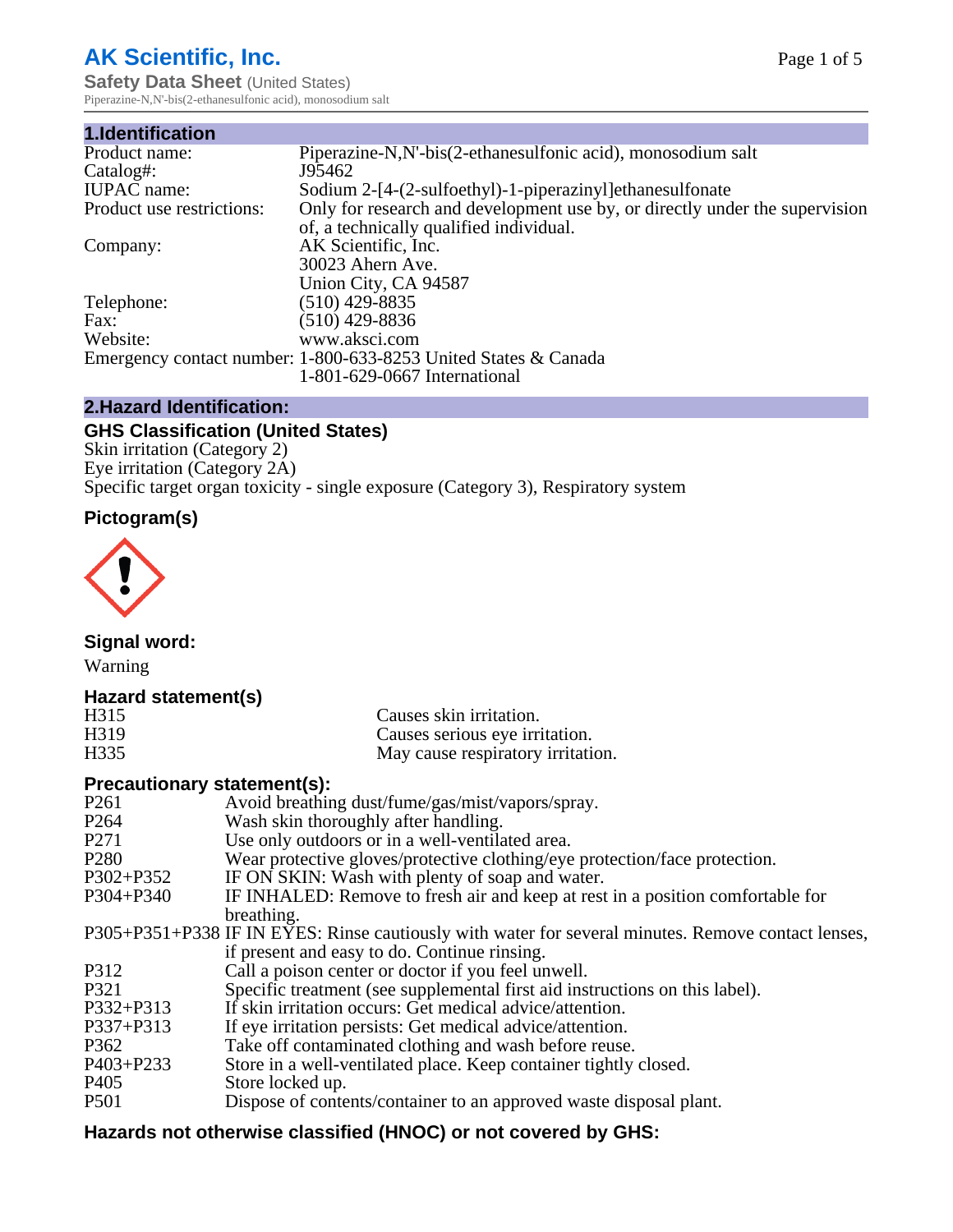# AK Scientific, Inc.

**Safety Data Sheet** (United States)

Piperazine-N,N'-bis(2-ethanesulfonic acid), monosodium salt

## 1.Identification

| | |
|---|---|
| Product name: | Piperazine-N,N'-bis(2-ethanesulfonic acid), monosodium salt |
| Catalog#: | J95462 |
| IUPAC name: | Sodium 2-[4-(2-sulfoethyl)-1-piperazinyl]ethanesulfonate |
| Product use restrictions: | Only for research and development use by, or directly under the supervision of, a technically qualified individual. |
| Company: | AK Scientific, Inc.<br>30023 Ahern Ave.<br>Union City, CA 94587 |
| Telephone: | (510) 429-8835 |
| Fax: | (510) 429-8836 |
| Website: | www.aksci.com |
| Emergency contact number: | 1-800-633-8253 United States & Canada<br>1-801-629-0667 International |

## 2.Hazard Identification:

### GHS Classification (United States)

Skin irritation (Category 2)
Eye irritation (Category 2A)
Specific target organ toxicity - single exposure (Category 3), Respiratory system

### Pictogram(s)

### Signal word:

Warning

### Hazard statement(s)

| | |
|---|---|
| H315 | Causes skin irritation. |
| H319 | Causes serious eye irritation. |
| H335 | May cause respiratory irritation. |

### Precautionary statement(s):

| | |
|---|---|
| P261 | Avoid breathing dust/fume/gas/mist/vapors/spray. |
| P264 | Wash skin thoroughly after handling. |
| P271 | Use only outdoors or in a well-ventilated area. |
| P280 | Wear protective gloves/protective clothing/eye protection/face protection. |
| P302+P352 | IF ON SKIN: Wash with plenty of soap and water. |
| P304+P340 | IF INHALED: Remove to fresh air and keep at rest in a position comfortable for breathing. |
| P305+P351+P338 | IF IN EYES: Rinse cautiously with water for several minutes. Remove contact lenses, if present and easy to do. Continue rinsing. |
| P312 | Call a poison center or doctor if you feel unwell. |
| P321 | Specific treatment (see supplemental first aid instructions on this label). |
| P332+P313 | If skin irritation occurs: Get medical advice/attention. |
| P337+P313 | If eye irritation persists: Get medical advice/attention. |
| P362 | Take off contaminated clothing and wash before reuse. |
| P403+P233 | Store in a well-ventilated place. Keep container tightly closed. |
| P405 | Store locked up. |
| P501 | Dispose of contents/container to an approved waste disposal plant. |

### Hazards not otherwise classified (HNOC) or not covered by GHS: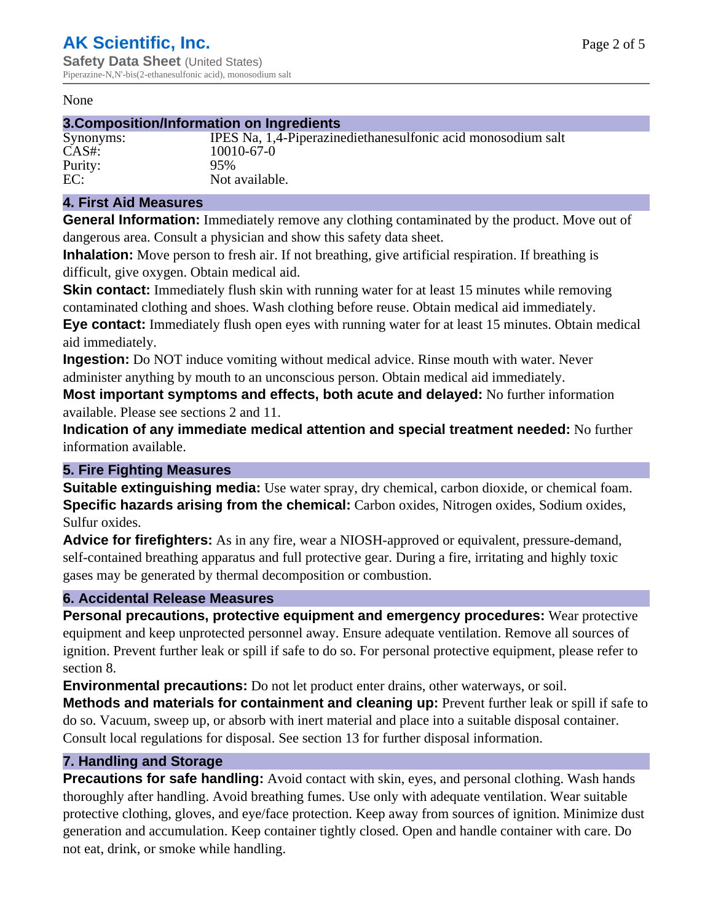None

## 3.Composition/Information on Ingredients

| | |
|---|---|
| Synonyms: | IPES Na, 1,4-Piperazinediethanesulfonic acid monosodium salt |
| CAS#: | 10010-67-0 |
| Purity: | 95% |
| EC: | Not available. |

## 4. First Aid Measures

**General Information:** Immediately remove any clothing contaminated by the product. Move out of dangerous area. Consult a physician and show this safety data sheet.

**Inhalation:** Move person to fresh air. If not breathing, give artificial respiration. If breathing is difficult, give oxygen. Obtain medical aid.

**Skin contact:** Immediately flush skin with running water for at least 15 minutes while removing contaminated clothing and shoes. Wash clothing before reuse. Obtain medical aid immediately.

**Eye contact:** Immediately flush open eyes with running water for at least 15 minutes. Obtain medical aid immediately.

**Ingestion:** Do NOT induce vomiting without medical advice. Rinse mouth with water. Never administer anything by mouth to an unconscious person. Obtain medical aid immediately.

**Most important symptoms and effects, both acute and delayed:** No further information available. Please see sections 2 and 11.

**Indication of any immediate medical attention and special treatment needed:** No further information available.

## 5. Fire Fighting Measures

**Suitable extinguishing media:** Use water spray, dry chemical, carbon dioxide, or chemical foam.

**Specific hazards arising from the chemical:** Carbon oxides, Nitrogen oxides, Sodium oxides, Sulfur oxides.

**Advice for firefighters:** As in any fire, wear a NIOSH-approved or equivalent, pressure-demand, self-contained breathing apparatus and full protective gear. During a fire, irritating and highly toxic gases may be generated by thermal decomposition or combustion.

## 6. Accidental Release Measures

**Personal precautions, protective equipment and emergency procedures:** Wear protective equipment and keep unprotected personnel away. Ensure adequate ventilation. Remove all sources of ignition. Prevent further leak or spill if safe to do so. For personal protective equipment, please refer to section 8.

**Environmental precautions:** Do not let product enter drains, other waterways, or soil.

**Methods and materials for containment and cleaning up:** Prevent further leak or spill if safe to do so. Vacuum, sweep up, or absorb with inert material and place into a suitable disposal container. Consult local regulations for disposal. See section 13 for further disposal information.

## 7. Handling and Storage

**Precautions for safe handling:** Avoid contact with skin, eyes, and personal clothing. Wash hands thoroughly after handling. Avoid breathing fumes. Use only with adequate ventilation. Wear suitable protective clothing, gloves, and eye/face protection. Keep away from sources of ignition. Minimize dust generation and accumulation. Keep container tightly closed. Open and handle container with care. Do not eat, drink, or smoke while handling.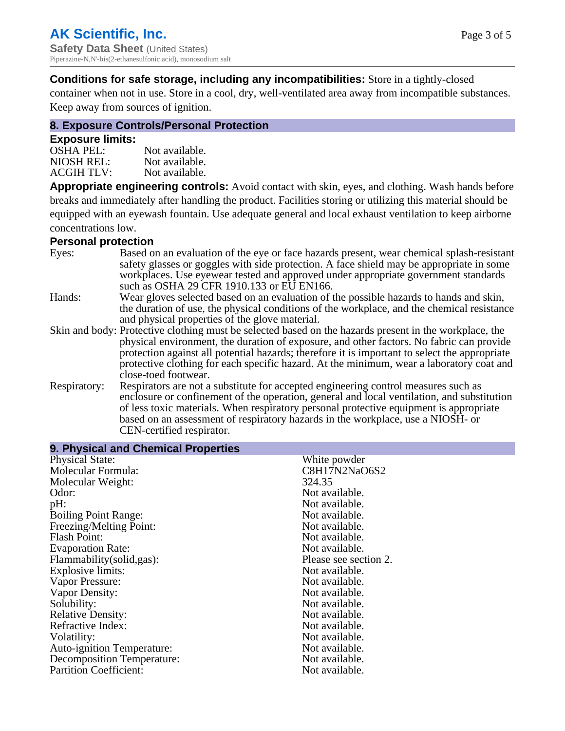**Conditions for safe storage, including any incompatibilities:** Store in a tightly-closed container when not in use. Store in a cool, dry, well-ventilated area away from incompatible substances. Keep away from sources of ignition.

## 8. Exposure Controls/Personal Protection

### Exposure limits:

| | |
|---|---|
| OSHA PEL: | Not available. |
| NIOSH REL: | Not available. |
| ACGIH TLV: | Not available. |

**Appropriate engineering controls:** Avoid contact with skin, eyes, and clothing. Wash hands before breaks and immediately after handling the product. Facilities storing or utilizing this material should be equipped with an eyewash fountain. Use adequate general and local exhaust ventilation to keep airborne concentrations low.

### Personal protection

| | |
|---|---|
| Eyes: | Based on an evaluation of the eye or face hazards present, wear chemical splash-resistant safety glasses or goggles with side protection. A face shield may be appropriate in some workplaces. Use eyewear tested and approved under appropriate government standards such as OSHA 29 CFR 1910.133 or EU EN166. |
| Hands: | Wear gloves selected based on an evaluation of the possible hazards to hands and skin, the duration of use, the physical conditions of the workplace, and the chemical resistance and physical properties of the glove material. |
| Skin and body: | Protective clothing must be selected based on the hazards present in the workplace, the physical environment, the duration of exposure, and other factors. No fabric can provide protection against all potential hazards; therefore it is important to select the appropriate protective clothing for each specific hazard. At the minimum, wear a laboratory coat and close-toed footwear. |
| Respiratory: | Respirators are not a substitute for accepted engineering control measures such as enclosure or confinement of the operation, general and local ventilation, and substitution of less toxic materials. When respiratory personal protective equipment is appropriate based on an assessment of respiratory hazards in the workplace, use a NIOSH- or CEN-certified respirator. |

## 9. Physical and Chemical Properties

| | |
|---|---|
| Physical State: | White powder |
| Molecular Formula: | C8H17N2NaO6S2 |
| Molecular Weight: | 324.35 |
| Odor: | Not available. |
| pH: | Not available. |
| Boiling Point Range: | Not available. |
| Freezing/Melting Point: | Not available. |
| Flash Point: | Not available. |
| Evaporation Rate: | Not available. |
| Flammability(solid,gas): | Please see section 2. |
| Explosive limits: | Not available. |
| Vapor Pressure: | Not available. |
| Vapor Density: | Not available. |
| Solubility: | Not available. |
| Relative Density: | Not available. |
| Refractive Index: | Not available. |
| Volatility: | Not available. |
| Auto-ignition Temperature: | Not available. |
| Decomposition Temperature: | Not available. |
| Partition Coefficient: | Not available. |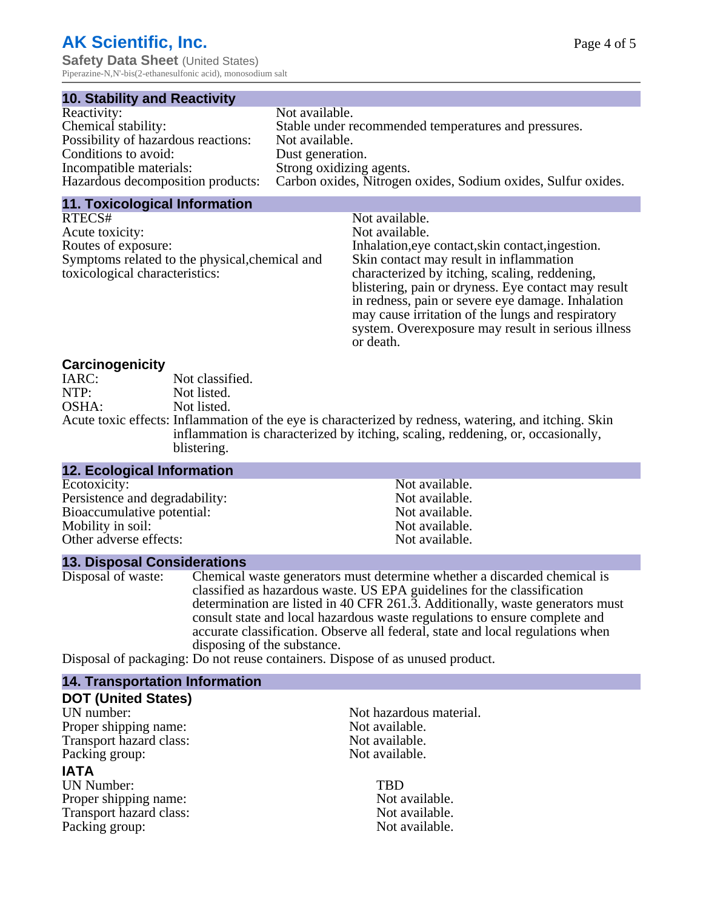## 10. Stability and Reactivity

| | |
|---|---|
| Reactivity: | Not available. |
| Chemical stability: | Stable under recommended temperatures and pressures. |
| Possibility of hazardous reactions: | Not available. |
| Conditions to avoid: | Dust generation. |
| Incompatible materials: | Strong oxidizing agents. |
| Hazardous decomposition products: | Carbon oxides, Nitrogen oxides, Sodium oxides, Sulfur oxides. |

## 11. Toxicological Information

| | |
|---|---|
| RTECS# | Not available. |
| Acute toxicity: | Not available. |
| Routes of exposure: | Inhalation,eye contact,skin contact,ingestion. |
| Symptoms related to the physical,chemical and toxicological characteristics: | Skin contact may result in inflammation characterized by itching, scaling, reddening, blistering, pain or dryness. Eye contact may result in redness, pain or severe eye damage. Inhalation may cause irritation of the lungs and respiratory system. Overexposure may result in serious illness or death. |

### Carcinogenicity

| | |
|---|---|
| IARC: | Not classified. |
| NTP: | Not listed. |
| OSHA: | Not listed. |
| Acute toxic effects: | Inflammation of the eye is characterized by redness, watering, and itching. Skin inflammation is characterized by itching, scaling, reddening, or, occasionally, blistering. |

## 12. Ecological Information

| | |
|---|---|
| Ecotoxicity: | Not available. |
| Persistence and degradability: | Not available. |
| Bioaccumulative potential: | Not available. |
| Mobility in soil: | Not available. |
| Other adverse effects: | Not available. |

## 13. Disposal Considerations

| | |
|---|---|
| Disposal of waste: | Chemical waste generators must determine whether a discarded chemical is classified as hazardous waste. US EPA guidelines for the classification determination are listed in 40 CFR 261.3. Additionally, waste generators must consult state and local hazardous waste regulations to ensure complete and accurate classification. Observe all federal, state and local regulations when disposing of the substance. |
| Disposal of packaging: | Do not reuse containers. Dispose of as unused product. |

## 14. Transportation Information

### DOT (United States)

| | |
|---|---|
| UN number: | Not hazardous material. |
| Proper shipping name: | Not available. |
| Transport hazard class: | Not available. |
| Packing group: | Not available. |

### IATA

| | |
|---|---|
| UN Number: | TBD |
| Proper shipping name: | Not available. |
| Transport hazard class: | Not available. |
| Packing group: | Not available. |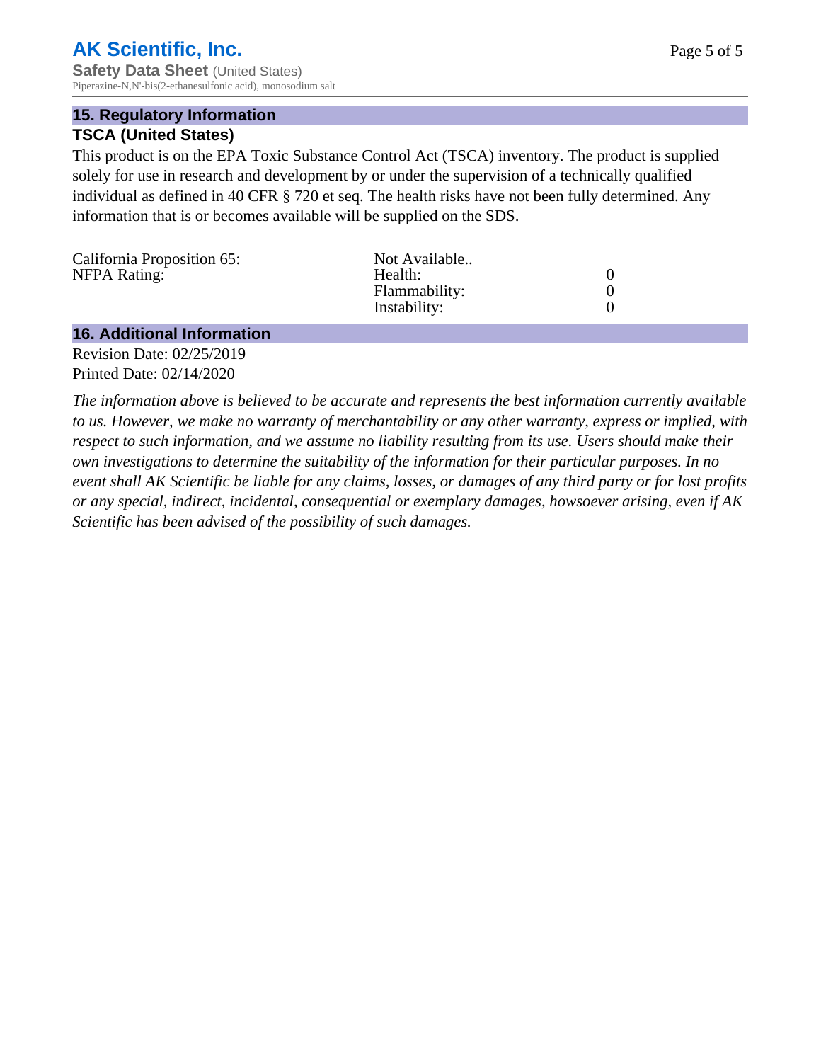## 15. Regulatory Information

### TSCA (United States)

This product is on the EPA Toxic Substance Control Act (TSCA) inventory. The product is supplied solely for use in research and development by or under the supervision of a technically qualified individual as defined in 40 CFR § 720 et seq. The health risks have not been fully determined. Any information that is or becomes available will be supplied on the SDS.

| | | |
|---|---|---|
| California Proposition 65: | Not Available.. | |
| NFPA Rating: | Health: | 0 |
| | Flammability: | 0 |
| | Instability: | 0 |

## 16. Additional Information

Revision Date: 02/25/2019
Printed Date: 02/14/2020

*The information above is believed to be accurate and represents the best information currently available to us. However, we make no warranty of merchantability or any other warranty, express or implied, with respect to such information, and we assume no liability resulting from its use. Users should make their own investigations to determine the suitability of the information for their particular purposes. In no event shall AK Scientific be liable for any claims, losses, or damages of any third party or for lost profits or any special, indirect, incidental, consequential or exemplary damages, howsoever arising, even if AK Scientific has been advised of the possibility of such damages.*